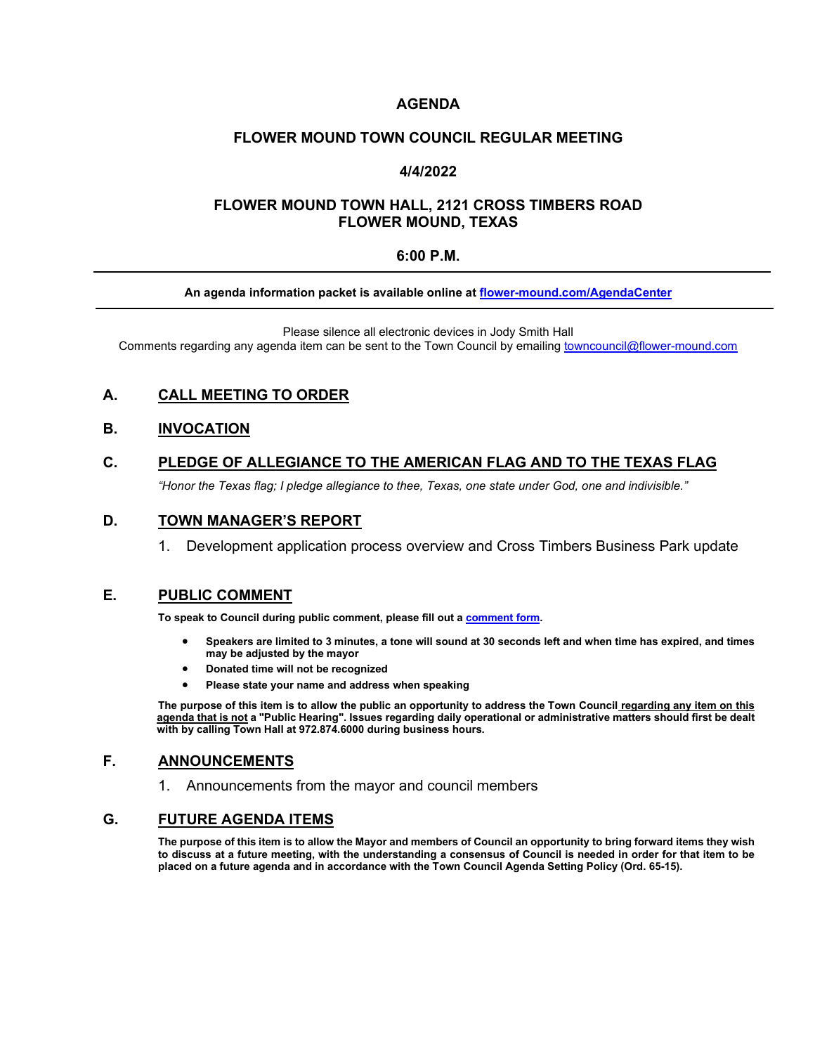# AGENDA

## FLOWER MOUND TOWN COUNCIL REGULAR MEETING

## 4/4/2022

## FLOWER MOUND TOWN HALL, 2121 CROSS TIMBERS ROAD
## FLOWER MOUND, TEXAS

## 6:00 P.M.

---

**An agenda information packet is available online at [flower-mound.com/AgendaCenter](flower-mound.com/AgendaCenter)**

---

Please silence all electronic devices in Jody Smith Hall

Comments regarding any agenda item can be sent to the Town Council by emailing [towncouncil@flower-mound.com](mailto:towncouncil@flower-mound.com)

### A. CALL MEETING TO ORDER

### B. INVOCATION

### C. PLEDGE OF ALLEGIANCE TO THE AMERICAN FLAG AND TO THE TEXAS FLAG

*"Honor the Texas flag; I pledge allegiance to thee, Texas, one state under God, one and indivisible."*

### D. TOWN MANAGER'S REPORT

1. Development application process overview and Cross Timbers Business Park update

### E. PUBLIC COMMENT

**To speak to Council during public comment, please fill out a [comment form](comment form).**

- **Speakers are limited to 3 minutes, a tone will sound at 30 seconds left and when time has expired, and times may be adjusted by the mayor**
- **Donated time will not be recognized**
- **Please state your name and address when speaking**

**The purpose of this item is to allow the public an opportunity to address the Town Council regarding any item on this agenda that is not a "Public Hearing". Issues regarding daily operational or administrative matters should first be dealt with by calling Town Hall at 972.874.6000 during business hours.**

### F. ANNOUNCEMENTS

1. Announcements from the mayor and council members

### G. FUTURE AGENDA ITEMS

**The purpose of this item is to allow the Mayor and members of Council an opportunity to bring forward items they wish to discuss at a future meeting, with the understanding a consensus of Council is needed in order for that item to be placed on a future agenda and in accordance with the Town Council Agenda Setting Policy (Ord. 65-15).**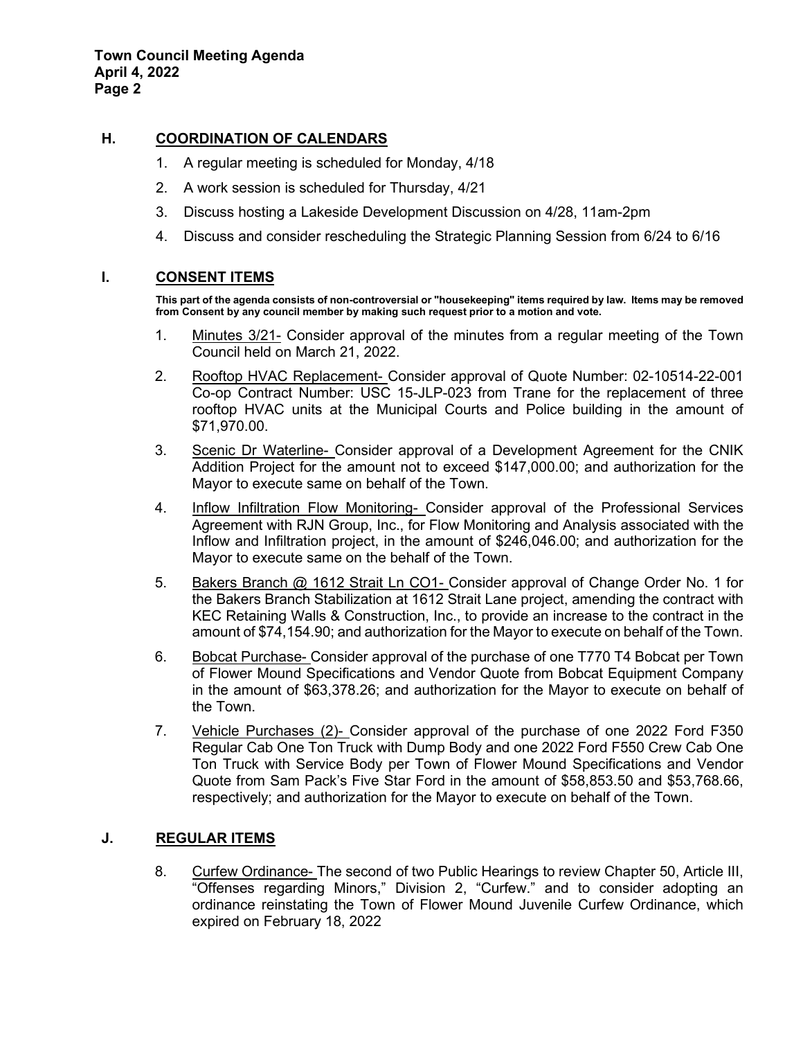## H. COORDINATION OF CALENDARS

1. A regular meeting is scheduled for Monday, 4/18
2. A work session is scheduled for Thursday, 4/21
3. Discuss hosting a Lakeside Development Discussion on 4/28, 11am-2pm
4. Discuss and consider rescheduling the Strategic Planning Session from 6/24 to 6/16

## I. CONSENT ITEMS

**This part of the agenda consists of non-controversial or "housekeeping" items required by law. Items may be removed from Consent by any council member by making such request prior to a motion and vote.**

1. Minutes 3/21- Consider approval of the minutes from a regular meeting of the Town Council held on March 21, 2022.
2. Rooftop HVAC Replacement- Consider approval of Quote Number: 02-10514-22-001 Co-op Contract Number: USC 15-JLP-023 from Trane for the replacement of three rooftop HVAC units at the Municipal Courts and Police building in the amount of $71,970.00.
3. Scenic Dr Waterline- Consider approval of a Development Agreement for the CNIK Addition Project for the amount not to exceed $147,000.00; and authorization for the Mayor to execute same on behalf of the Town.
4. Inflow Infiltration Flow Monitoring- Consider approval of the Professional Services Agreement with RJN Group, Inc., for Flow Monitoring and Analysis associated with the Inflow and Infiltration project, in the amount of $246,046.00; and authorization for the Mayor to execute same on the behalf of the Town.
5. Bakers Branch @ 1612 Strait Ln CO1- Consider approval of Change Order No. 1 for the Bakers Branch Stabilization at 1612 Strait Lane project, amending the contract with KEC Retaining Walls & Construction, Inc., to provide an increase to the contract in the amount of $74,154.90; and authorization for the Mayor to execute on behalf of the Town.
6. Bobcat Purchase- Consider approval of the purchase of one T770 T4 Bobcat per Town of Flower Mound Specifications and Vendor Quote from Bobcat Equipment Company in the amount of $63,378.26; and authorization for the Mayor to execute on behalf of the Town.
7. Vehicle Purchases (2)- Consider approval of the purchase of one 2022 Ford F350 Regular Cab One Ton Truck with Dump Body and one 2022 Ford F550 Crew Cab One Ton Truck with Service Body per Town of Flower Mound Specifications and Vendor Quote from Sam Pack's Five Star Ford in the amount of $58,853.50 and $53,768.66, respectively; and authorization for the Mayor to execute on behalf of the Town.

## J. REGULAR ITEMS

8. Curfew Ordinance- The second of two Public Hearings to review Chapter 50, Article III, "Offenses regarding Minors," Division 2, "Curfew." and to consider adopting an ordinance reinstating the Town of Flower Mound Juvenile Curfew Ordinance, which expired on February 18, 2022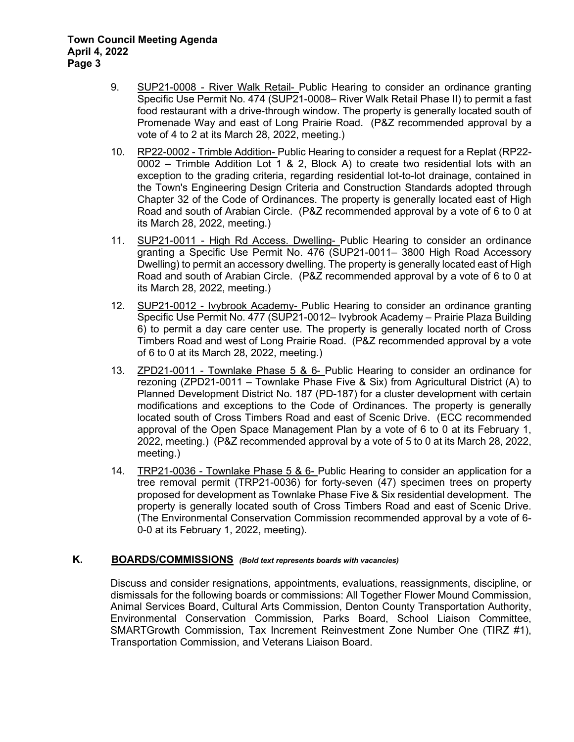9. SUP21-0008 - River Walk Retail- Public Hearing to consider an ordinance granting Specific Use Permit No. 474 (SUP21-0008– River Walk Retail Phase II) to permit a fast food restaurant with a drive-through window. The property is generally located south of Promenade Way and east of Long Prairie Road. (P&Z recommended approval by a vote of 4 to 2 at its March 28, 2022, meeting.)

10. RP22-0002 - Trimble Addition- Public Hearing to consider a request for a Replat (RP22-0002 – Trimble Addition Lot 1 & 2, Block A) to create two residential lots with an exception to the grading criteria, regarding residential lot-to-lot drainage, contained in the Town's Engineering Design Criteria and Construction Standards adopted through Chapter 32 of the Code of Ordinances. The property is generally located east of High Road and south of Arabian Circle. (P&Z recommended approval by a vote of 6 to 0 at its March 28, 2022, meeting.)

11. SUP21-0011 - High Rd Access. Dwelling- Public Hearing to consider an ordinance granting a Specific Use Permit No. 476 (SUP21-0011– 3800 High Road Accessory Dwelling) to permit an accessory dwelling. The property is generally located east of High Road and south of Arabian Circle. (P&Z recommended approval by a vote of 6 to 0 at its March 28, 2022, meeting.)

12. SUP21-0012 - Ivybrook Academy- Public Hearing to consider an ordinance granting Specific Use Permit No. 477 (SUP21-0012– Ivybrook Academy – Prairie Plaza Building 6) to permit a day care center use. The property is generally located north of Cross Timbers Road and west of Long Prairie Road. (P&Z recommended approval by a vote of 6 to 0 at its March 28, 2022, meeting.)

13. ZPD21-0011 - Townlake Phase 5 & 6- Public Hearing to consider an ordinance for rezoning (ZPD21-0011 – Townlake Phase Five & Six) from Agricultural District (A) to Planned Development District No. 187 (PD-187) for a cluster development with certain modifications and exceptions to the Code of Ordinances. The property is generally located south of Cross Timbers Road and east of Scenic Drive. (ECC recommended approval of the Open Space Management Plan by a vote of 6 to 0 at its February 1, 2022, meeting.) (P&Z recommended approval by a vote of 5 to 0 at its March 28, 2022, meeting.)

14. TRP21-0036 - Townlake Phase 5 & 6- Public Hearing to consider an application for a tree removal permit (TRP21-0036) for forty-seven (47) specimen trees on property proposed for development as Townlake Phase Five & Six residential development. The property is generally located south of Cross Timbers Road and east of Scenic Drive. (The Environmental Conservation Commission recommended approval by a vote of 6-0-0 at its February 1, 2022, meeting).

## K. BOARDS/COMMISSIONS *(Bold text represents boards with vacancies)*

Discuss and consider resignations, appointments, evaluations, reassignments, discipline, or dismissals for the following boards or commissions: All Together Flower Mound Commission, Animal Services Board, Cultural Arts Commission, Denton County Transportation Authority, Environmental Conservation Commission, Parks Board, School Liaison Committee, SMARTGrowth Commission, Tax Increment Reinvestment Zone Number One (TIRZ #1), Transportation Commission, and Veterans Liaison Board.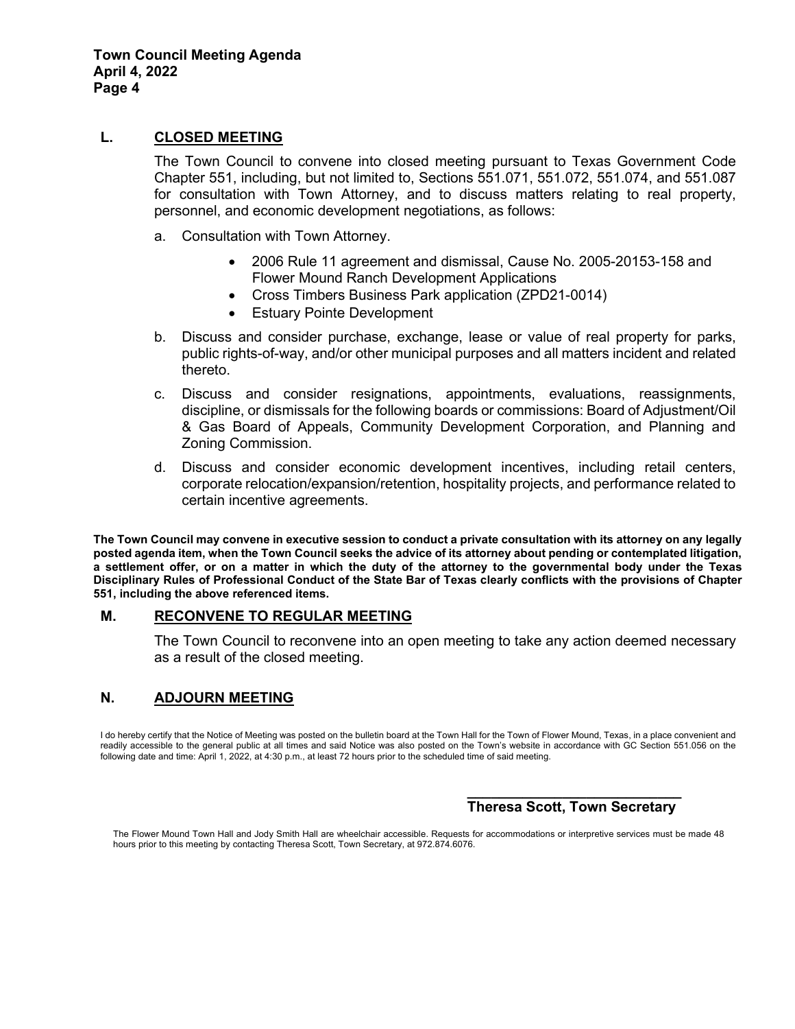## L. CLOSED MEETING

The Town Council to convene into closed meeting pursuant to Texas Government Code Chapter 551, including, but not limited to, Sections 551.071, 551.072, 551.074, and 551.087 for consultation with Town Attorney, and to discuss matters relating to real property, personnel, and economic development negotiations, as follows:

a. Consultation with Town Attorney.
   - 2006 Rule 11 agreement and dismissal, Cause No. 2005-20153-158 and Flower Mound Ranch Development Applications
   - Cross Timbers Business Park application (ZPD21-0014)
   - Estuary Pointe Development

b. Discuss and consider purchase, exchange, lease or value of real property for parks, public rights-of-way, and/or other municipal purposes and all matters incident and related thereto.

c. Discuss and consider resignations, appointments, evaluations, reassignments, discipline, or dismissals for the following boards or commissions: Board of Adjustment/Oil & Gas Board of Appeals, Community Development Corporation, and Planning and Zoning Commission.

d. Discuss and consider economic development incentives, including retail centers, corporate relocation/expansion/retention, hospitality projects, and performance related to certain incentive agreements.

**The Town Council may convene in executive session to conduct a private consultation with its attorney on any legally posted agenda item, when the Town Council seeks the advice of its attorney about pending or contemplated litigation, a settlement offer, or on a matter in which the duty of the attorney to the governmental body under the Texas Disciplinary Rules of Professional Conduct of the State Bar of Texas clearly conflicts with the provisions of Chapter 551, including the above referenced items.**

## M. RECONVENE TO REGULAR MEETING

The Town Council to reconvene into an open meeting to take any action deemed necessary as a result of the closed meeting.

## N. ADJOURN MEETING

I do hereby certify that the Notice of Meeting was posted on the bulletin board at the Town Hall for the Town of Flower Mound, Texas, in a place convenient and readily accessible to the general public at all times and said Notice was also posted on the Town's website in accordance with GC Section 551.056 on the following date and time: April 1, 2022, at 4:30 p.m., at least 72 hours prior to the scheduled time of said meeting.

**Theresa Scott, Town Secretary**

The Flower Mound Town Hall and Jody Smith Hall are wheelchair accessible. Requests for accommodations or interpretive services must be made 48 hours prior to this meeting by contacting Theresa Scott, Town Secretary, at 972.874.6076.